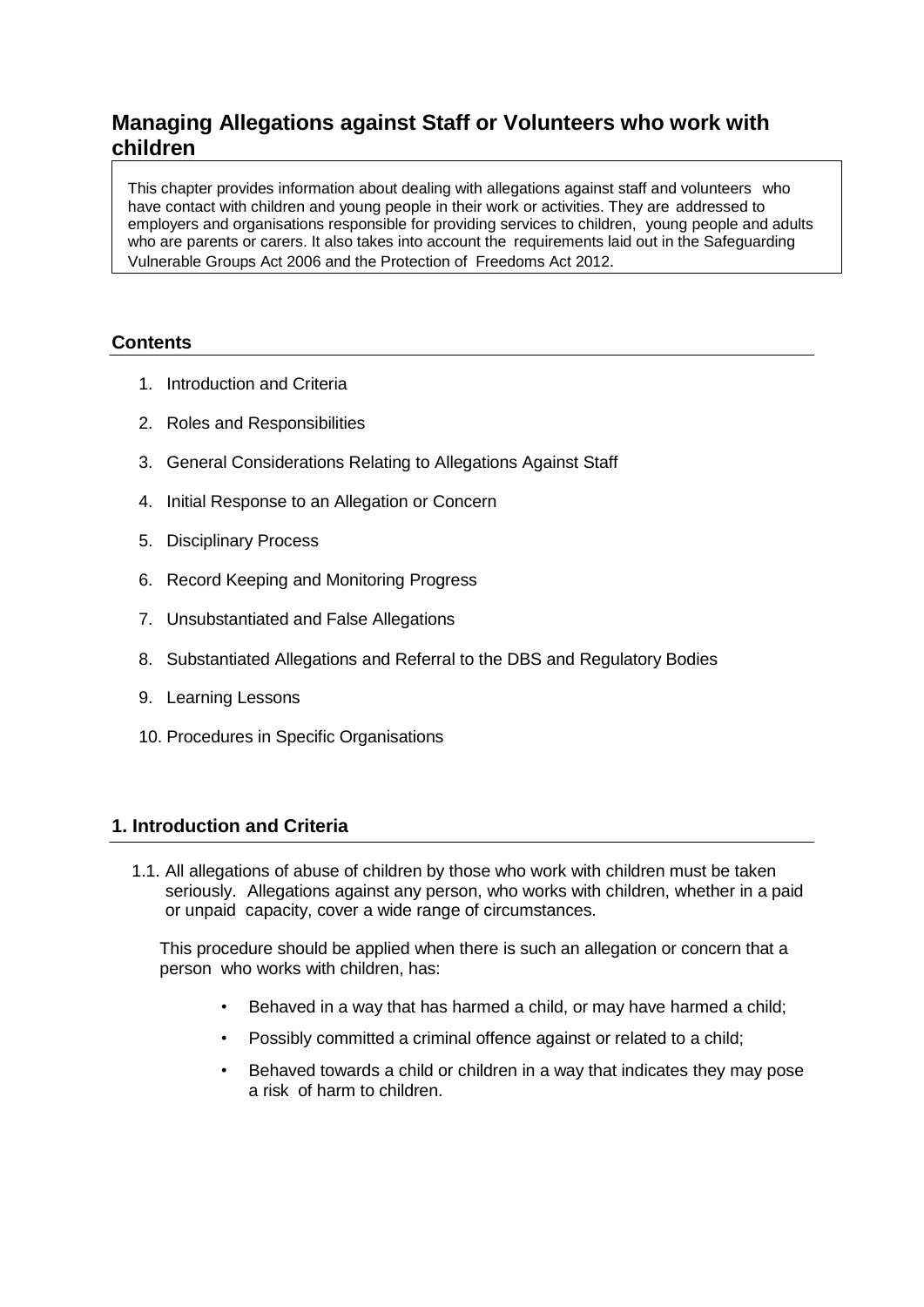# Managing Allegations against Staff or Volunteers who work with children

This chapter provides information about dealing with allegations against staff and volunteers who have contact with children and young people in their work or activities. They are addressed to employers and organisations responsible for providing services to children, young people and adults who are parents or carers. It also takes into account the requirements laid out in the Safeguarding Vulnerable Groups Act 2006 and the Protection of Freedoms Act 2012.

## Contents

1. Introduction and Criteria
2. Roles and Responsibilities
3. General Considerations Relating to Allegations Against Staff
4. Initial Response to an Allegation or Concern
5. Disciplinary Process
6. Record Keeping and Monitoring Progress
7. Unsubstantiated and False Allegations
8. Substantiated Allegations and Referral to the DBS and Regulatory Bodies
9. Learning Lessons
10. Procedures in Specific Organisations

## 1. Introduction and Criteria

1.1. All allegations of abuse of children by those who work with children must be taken seriously. Allegations against any person, who works with children, whether in a paid or unpaid capacity, cover a wide range of circumstances.

This procedure should be applied when there is such an allegation or concern that a person who works with children, has:

- Behaved in a way that has harmed a child, or may have harmed a child;
- Possibly committed a criminal offence against or related to a child;
- Behaved towards a child or children in a way that indicates they may pose a risk of harm to children.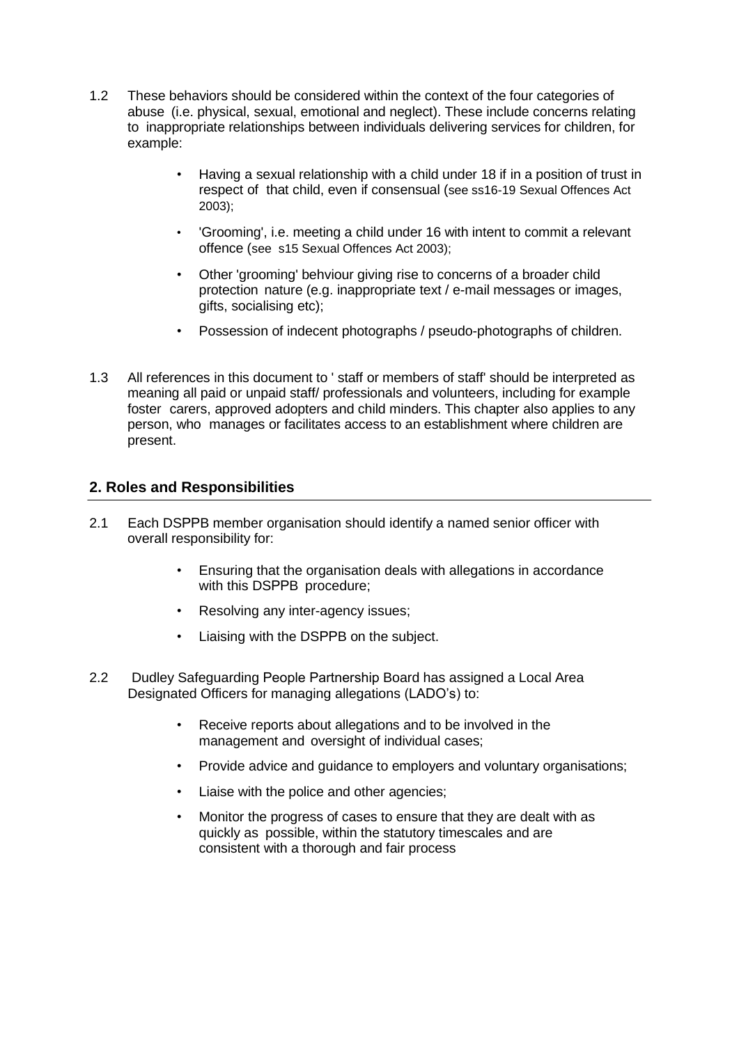1.2 These behaviors should be considered within the context of the four categories of abuse (i.e. physical, sexual, emotional and neglect). These include concerns relating to inappropriate relationships between individuals delivering services for children, for example:

- Having a sexual relationship with a child under 18 if in a position of trust in respect of that child, even if consensual (see ss16-19 Sexual Offences Act 2003);
- 'Grooming', i.e. meeting a child under 16 with intent to commit a relevant offence (see s15 Sexual Offences Act 2003);
- Other 'grooming' behviour giving rise to concerns of a broader child protection nature (e.g. inappropriate text / e-mail messages or images, gifts, socialising etc);
- Possession of indecent photographs / pseudo-photographs of children.

1.3 All references in this document to ' staff or members of staff' should be interpreted as meaning all paid or unpaid staff/ professionals and volunteers, including for example foster carers, approved adopters and child minders. This chapter also applies to any person, who manages or facilitates access to an establishment where children are present.

## 2. Roles and Responsibilities

2.1 Each DSPPB member organisation should identify a named senior officer with overall responsibility for:

- Ensuring that the organisation deals with allegations in accordance with this DSPPB procedure;
- Resolving any inter-agency issues;
- Liaising with the DSPPB on the subject.

2.2 Dudley Safeguarding People Partnership Board has assigned a Local Area Designated Officers for managing allegations (LADO's) to:

- Receive reports about allegations and to be involved in the management and oversight of individual cases;
- Provide advice and guidance to employers and voluntary organisations;
- Liaise with the police and other agencies;
- Monitor the progress of cases to ensure that they are dealt with as quickly as possible, within the statutory timescales and are consistent with a thorough and fair process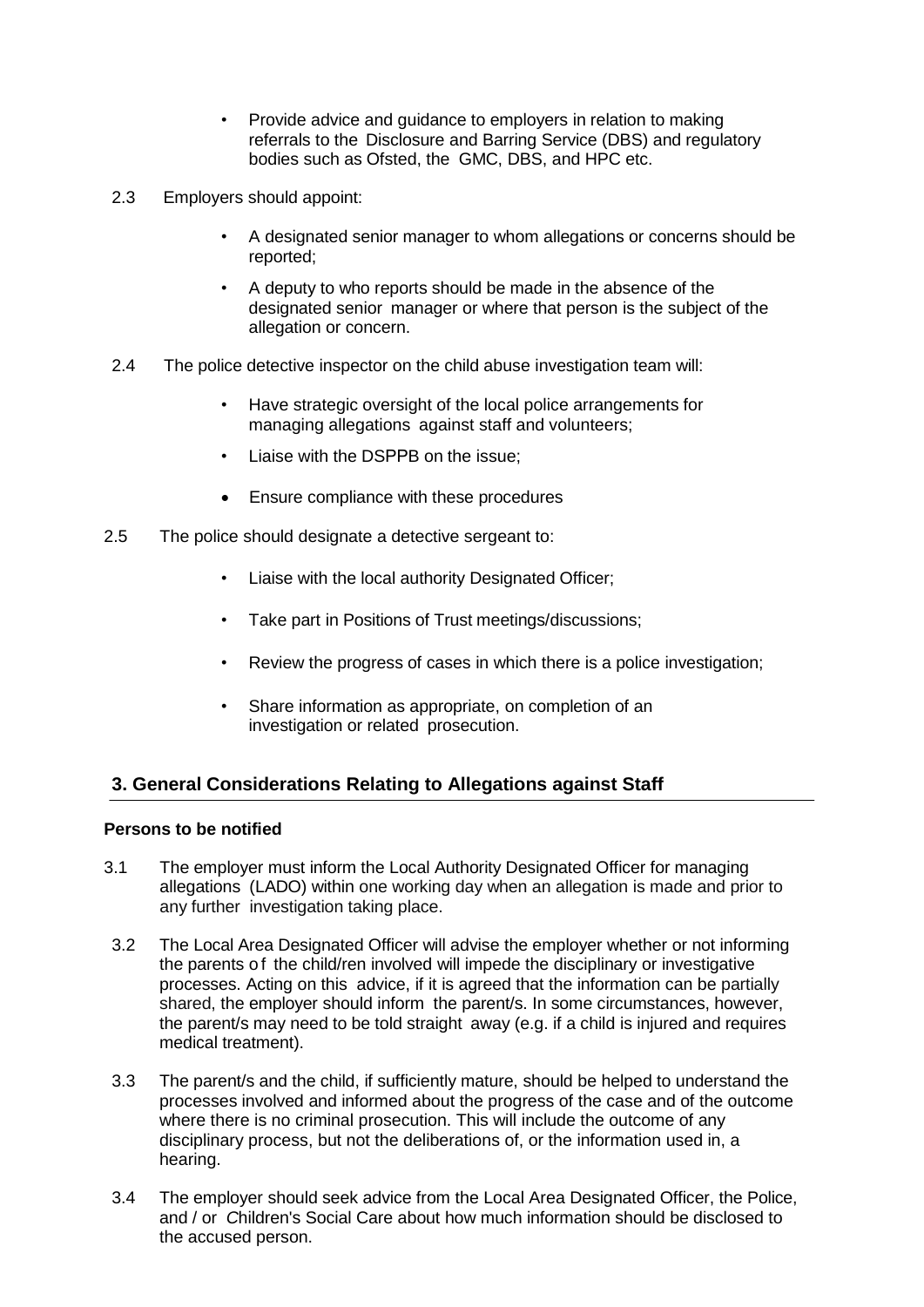- Provide advice and guidance to employers in relation to making referrals to the Disclosure and Barring Service (DBS) and regulatory bodies such as Ofsted, the GMC, DBS, and HPC etc.

2.3 Employers should appoint:

- A designated senior manager to whom allegations or concerns should be reported;
- A deputy to who reports should be made in the absence of the designated senior manager or where that person is the subject of the allegation or concern.

2.4 The police detective inspector on the child abuse investigation team will:

- Have strategic oversight of the local police arrangements for managing allegations against staff and volunteers;
- Liaise with the DSPPB on the issue;
- Ensure compliance with these procedures

2.5 The police should designate a detective sergeant to:

- Liaise with the local authority Designated Officer;
- Take part in Positions of Trust meetings/discussions;
- Review the progress of cases in which there is a police investigation;
- Share information as appropriate, on completion of an investigation or related prosecution.

## 3. General Considerations Relating to Allegations against Staff

**Persons to be notified**

3.1 The employer must inform the Local Authority Designated Officer for managing allegations (LADO) within one working day when an allegation is made and prior to any further investigation taking place.

3.2 The Local Area Designated Officer will advise the employer whether or not informing the parents of the child/ren involved will impede the disciplinary or investigative processes. Acting on this advice, if it is agreed that the information can be partially shared, the employer should inform the parent/s. In some circumstances, however, the parent/s may need to be told straight away (e.g. if a child is injured and requires medical treatment).

3.3 The parent/s and the child, if sufficiently mature, should be helped to understand the processes involved and informed about the progress of the case and of the outcome where there is no criminal prosecution. This will include the outcome of any disciplinary process, but not the deliberations of, or the information used in, a hearing.

3.4 The employer should seek advice from the Local Area Designated Officer, the Police, and / or Children's Social Care about how much information should be disclosed to the accused person.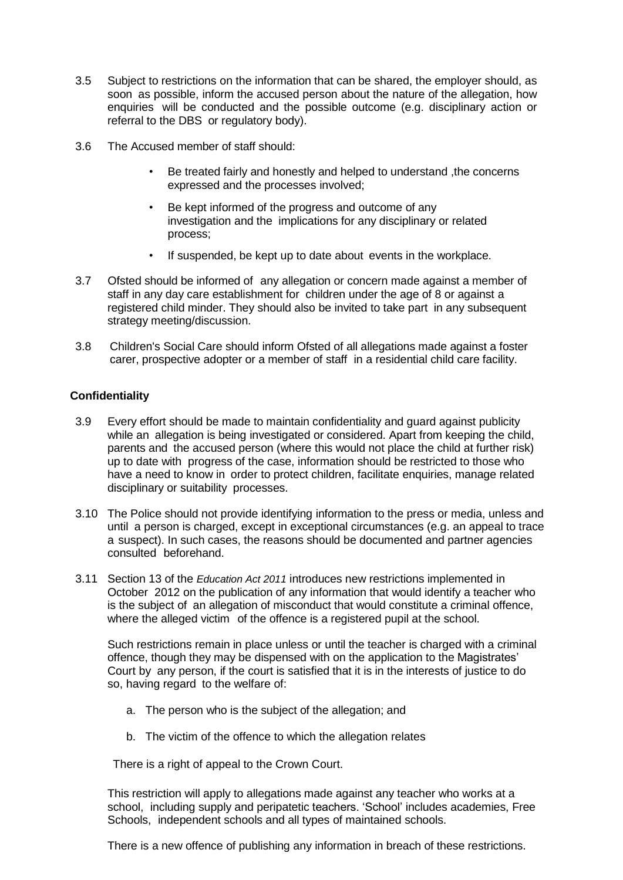3.5 Subject to restrictions on the information that can be shared, the employer should, as soon as possible, inform the accused person about the nature of the allegation, how enquiries will be conducted and the possible outcome (e.g. disciplinary action or referral to the DBS or regulatory body).

3.6 The Accused member of staff should:

- Be treated fairly and honestly and helped to understand ,the concerns expressed and the processes involved;
- Be kept informed of the progress and outcome of any investigation and the implications for any disciplinary or related process;
- If suspended, be kept up to date about events in the workplace.

3.7 Ofsted should be informed of any allegation or concern made against a member of staff in any day care establishment for children under the age of 8 or against a registered child minder. They should also be invited to take part in any subsequent strategy meeting/discussion.

3.8 Children's Social Care should inform Ofsted of all allegations made against a foster carer, prospective adopter or a member of staff in a residential child care facility.

**Confidentiality**

3.9 Every effort should be made to maintain confidentiality and guard against publicity while an allegation is being investigated or considered. Apart from keeping the child, parents and the accused person (where this would not place the child at further risk) up to date with progress of the case, information should be restricted to those who have a need to know in order to protect children, facilitate enquiries, manage related disciplinary or suitability processes.

3.10 The Police should not provide identifying information to the press or media, unless and until a person is charged, except in exceptional circumstances (e.g. an appeal to trace a suspect). In such cases, the reasons should be documented and partner agencies consulted beforehand.

3.11 Section 13 of the *Education Act 2011* introduces new restrictions implemented in October 2012 on the publication of any information that would identify a teacher who is the subject of an allegation of misconduct that would constitute a criminal offence, where the alleged victim of the offence is a registered pupil at the school.

Such restrictions remain in place unless or until the teacher is charged with a criminal offence, though they may be dispensed with on the application to the Magistrates' Court by any person, if the court is satisfied that it is in the interests of justice to do so, having regard to the welfare of:

a. The person who is the subject of the allegation; and

b. The victim of the offence to which the allegation relates

There is a right of appeal to the Crown Court.

This restriction will apply to allegations made against any teacher who works at a school, including supply and peripatetic teachers. 'School' includes academies, Free Schools, independent schools and all types of maintained schools.

There is a new offence of publishing any information in breach of these restrictions.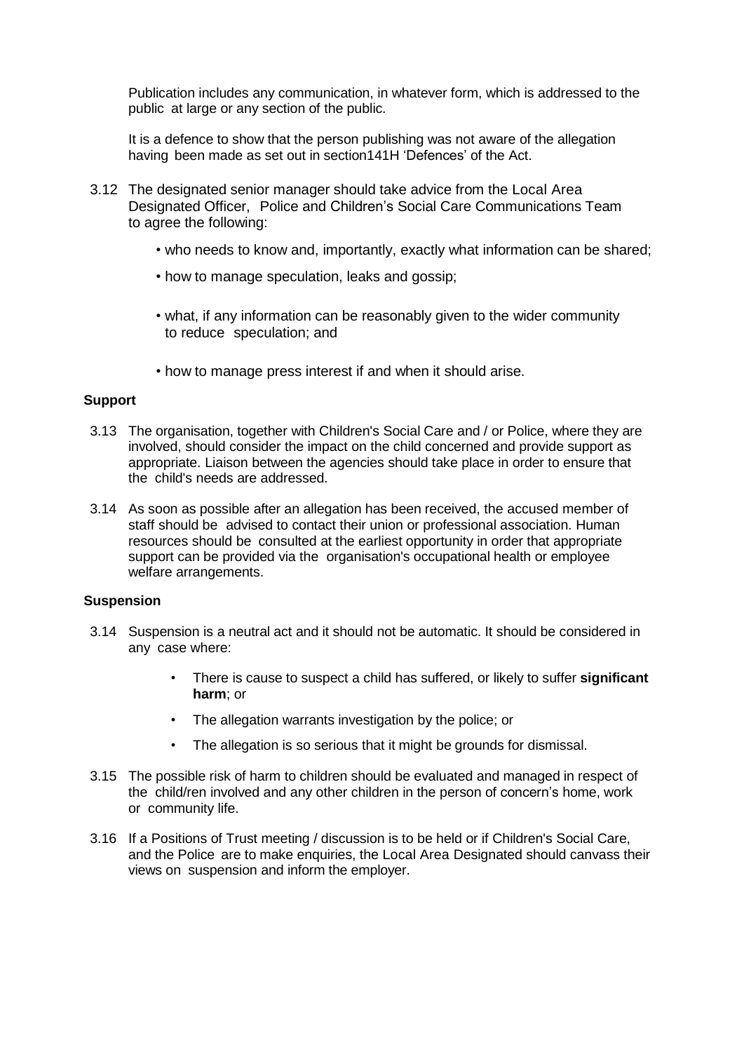Publication includes any communication, in whatever form, which is addressed to the public at large or any section of the public.

It is a defence to show that the person publishing was not aware of the allegation having been made as set out in section141H 'Defences' of the Act.

3.12 The designated senior manager should take advice from the Local Area Designated Officer, Police and Children's Social Care Communications Team to agree the following:

- who needs to know and, importantly, exactly what information can be shared;
- how to manage speculation, leaks and gossip;
- what, if any information can be reasonably given to the wider community to reduce speculation; and
- how to manage press interest if and when it should arise.

**Support**

3.13 The organisation, together with Children's Social Care and / or Police, where they are involved, should consider the impact on the child concerned and provide support as appropriate. Liaison between the agencies should take place in order to ensure that the child's needs are addressed.

3.14 As soon as possible after an allegation has been received, the accused member of staff should be advised to contact their union or professional association. Human resources should be consulted at the earliest opportunity in order that appropriate support can be provided via the organisation's occupational health or employee welfare arrangements.

**Suspension**

3.14 Suspension is a neutral act and it should not be automatic. It should be considered in any case where:

- There is cause to suspect a child has suffered, or likely to suffer **significant harm**; or
- The allegation warrants investigation by the police; or
- The allegation is so serious that it might be grounds for dismissal.

3.15 The possible risk of harm to children should be evaluated and managed in respect of the child/ren involved and any other children in the person of concern's home, work or community life.

3.16 If a Positions of Trust meeting / discussion is to be held or if Children's Social Care, and the Police are to make enquiries, the Local Area Designated should canvass their views on suspension and inform the employer.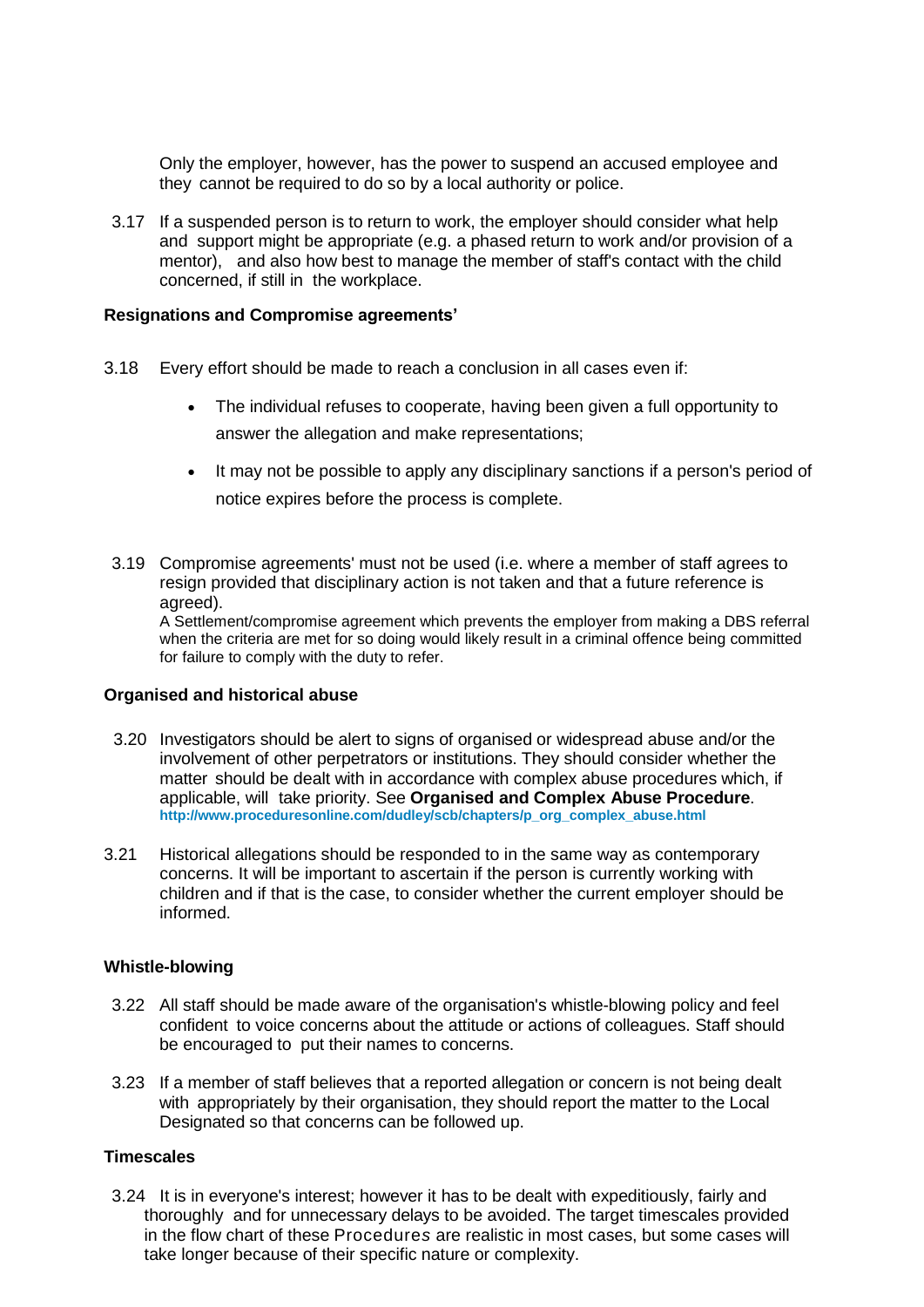Only the employer, however, has the power to suspend an accused employee and they cannot be required to do so by a local authority or police.

3.17 If a suspended person is to return to work, the employer should consider what help and support might be appropriate (e.g. a phased return to work and/or provision of a mentor), and also how best to manage the member of staff's contact with the child concerned, if still in the workplace.

**Resignations and Compromise agreements'**

3.18 Every effort should be made to reach a conclusion in all cases even if:

- The individual refuses to cooperate, having been given a full opportunity to answer the allegation and make representations;
- It may not be possible to apply any disciplinary sanctions if a person's period of notice expires before the process is complete.

3.19 Compromise agreements' must not be used (i.e. where a member of staff agrees to resign provided that disciplinary action is not taken and that a future reference is agreed).
A Settlement/compromise agreement which prevents the employer from making a DBS referral when the criteria are met for so doing would likely result in a criminal offence being committed for failure to comply with the duty to refer.

**Organised and historical abuse**

3.20 Investigators should be alert to signs of organised or widespread abuse and/or the involvement of other perpetrators or institutions. They should consider whether the matter should be dealt with in accordance with complex abuse procedures which, if applicable, will take priority. See **Organised and Complex Abuse Procedure**.
**http://www.proceduresonline.com/dudley/scb/chapters/p_org_complex_abuse.html**

3.21 Historical allegations should be responded to in the same way as contemporary concerns. It will be important to ascertain if the person is currently working with children and if that is the case, to consider whether the current employer should be informed.

**Whistle-blowing**

3.22 All staff should be made aware of the organisation's whistle-blowing policy and feel confident to voice concerns about the attitude or actions of colleagues. Staff should be encouraged to put their names to concerns.

3.23 If a member of staff believes that a reported allegation or concern is not being dealt with appropriately by their organisation, they should report the matter to the Local Designated so that concerns can be followed up.

**Timescales**

3.24 It is in everyone's interest; however it has to be dealt with expeditiously, fairly and thoroughly and for unnecessary delays to be avoided. The target timescales provided in the flow chart of these Procedures are realistic in most cases, but some cases will take longer because of their specific nature or complexity.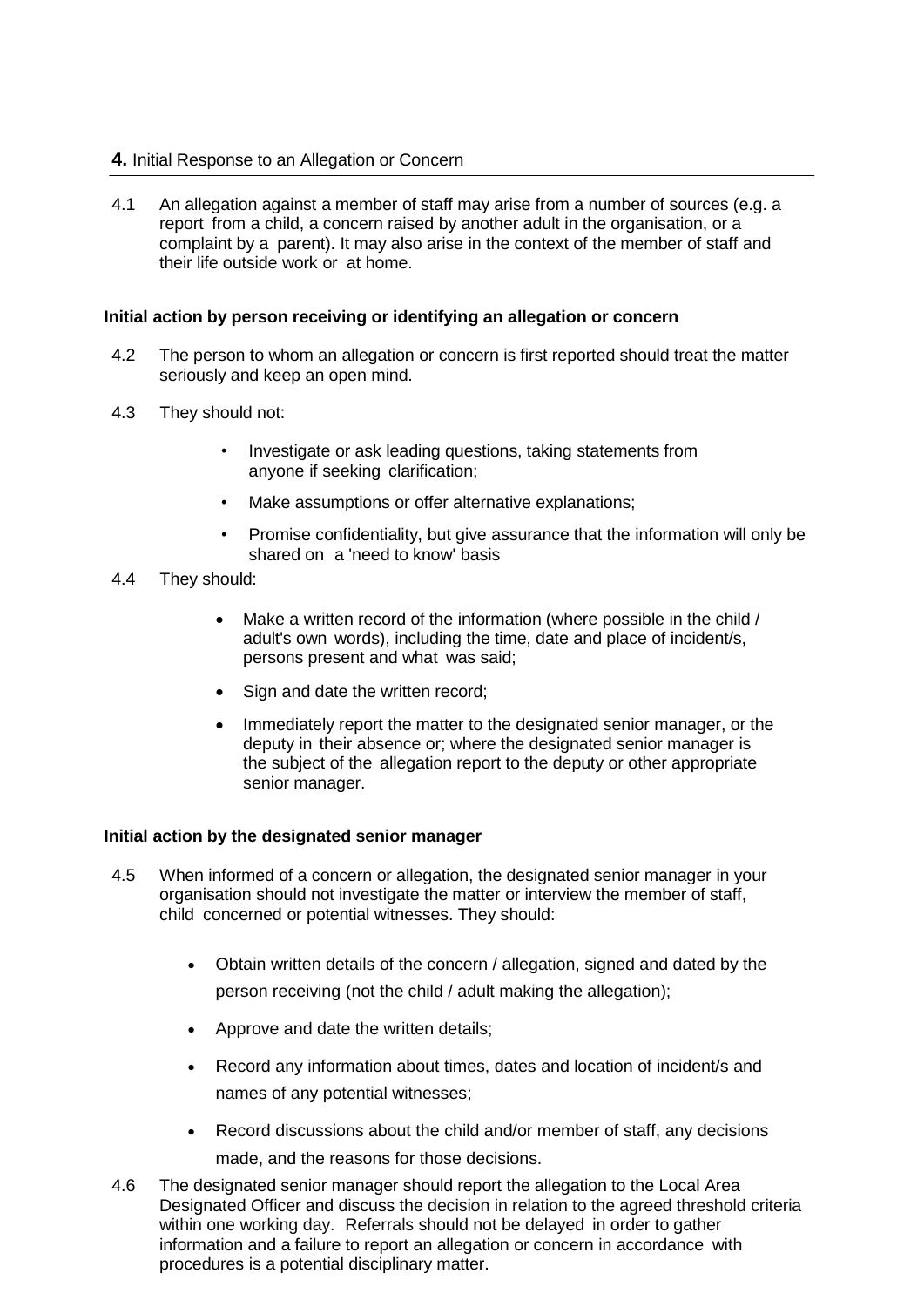## 4. Initial Response to an Allegation or Concern

4.1 An allegation against a member of staff may arise from a number of sources (e.g. a report from a child, a concern raised by another adult in the organisation, or a complaint by a parent). It may also arise in the context of the member of staff and their life outside work or at home.

**Initial action by person receiving or identifying an allegation or concern**

4.2 The person to whom an allegation or concern is first reported should treat the matter seriously and keep an open mind.

4.3 They should not:

- Investigate or ask leading questions, taking statements from anyone if seeking clarification;
- Make assumptions or offer alternative explanations;
- Promise confidentiality, but give assurance that the information will only be shared on a 'need to know' basis

4.4 They should:

- Make a written record of the information (where possible in the child / adult's own words), including the time, date and place of incident/s, persons present and what was said;
- Sign and date the written record;
- Immediately report the matter to the designated senior manager, or the deputy in their absence or; where the designated senior manager is the subject of the allegation report to the deputy or other appropriate senior manager.

**Initial action by the designated senior manager**

4.5 When informed of a concern or allegation, the designated senior manager in your organisation should not investigate the matter or interview the member of staff, child concerned or potential witnesses. They should:

- Obtain written details of the concern / allegation, signed and dated by the person receiving (not the child / adult making the allegation);
- Approve and date the written details;
- Record any information about times, dates and location of incident/s and names of any potential witnesses;
- Record discussions about the child and/or member of staff, any decisions made, and the reasons for those decisions.

4.6 The designated senior manager should report the allegation to the Local Area Designated Officer and discuss the decision in relation to the agreed threshold criteria within one working day. Referrals should not be delayed in order to gather information and a failure to report an allegation or concern in accordance with procedures is a potential disciplinary matter.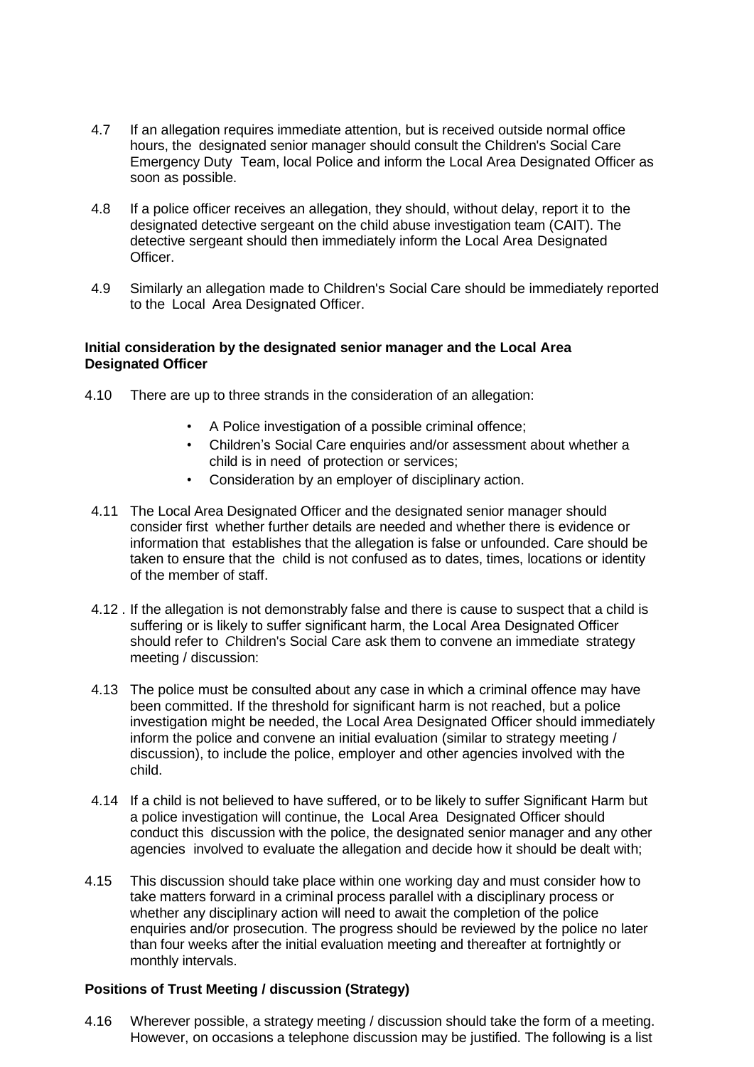4.7 If an allegation requires immediate attention, but is received outside normal office hours, the designated senior manager should consult the Children's Social Care Emergency Duty Team, local Police and inform the Local Area Designated Officer as soon as possible.

4.8 If a police officer receives an allegation, they should, without delay, report it to the designated detective sergeant on the child abuse investigation team (CAIT). The detective sergeant should then immediately inform the Local Area Designated Officer.

4.9 Similarly an allegation made to Children's Social Care should be immediately reported to the Local Area Designated Officer.

**Initial consideration by the designated senior manager and the Local Area Designated Officer**

4.10 There are up to three strands in the consideration of an allegation:

- A Police investigation of a possible criminal offence;
- Children's Social Care enquiries and/or assessment about whether a child is in need of protection or services;
- Consideration by an employer of disciplinary action.

4.11 The Local Area Designated Officer and the designated senior manager should consider first whether further details are needed and whether there is evidence or information that establishes that the allegation is false or unfounded. Care should be taken to ensure that the child is not confused as to dates, times, locations or identity of the member of staff.

4.12 . If the allegation is not demonstrably false and there is cause to suspect that a child is suffering or is likely to suffer significant harm, the Local Area Designated Officer should refer to Children's Social Care ask them to convene an immediate strategy meeting / discussion:

4.13 The police must be consulted about any case in which a criminal offence may have been committed. If the threshold for significant harm is not reached, but a police investigation might be needed, the Local Area Designated Officer should immediately inform the police and convene an initial evaluation (similar to strategy meeting / discussion), to include the police, employer and other agencies involved with the child.

4.14 If a child is not believed to have suffered, or to be likely to suffer Significant Harm but a police investigation will continue, the Local Area Designated Officer should conduct this discussion with the police, the designated senior manager and any other agencies involved to evaluate the allegation and decide how it should be dealt with;

4.15 This discussion should take place within one working day and must consider how to take matters forward in a criminal process parallel with a disciplinary process or whether any disciplinary action will need to await the completion of the police enquiries and/or prosecution. The progress should be reviewed by the police no later than four weeks after the initial evaluation meeting and thereafter at fortnightly or monthly intervals.

**Positions of Trust Meeting / discussion (Strategy)**

4.16 Wherever possible, a strategy meeting / discussion should take the form of a meeting. However, on occasions a telephone discussion may be justified. The following is a list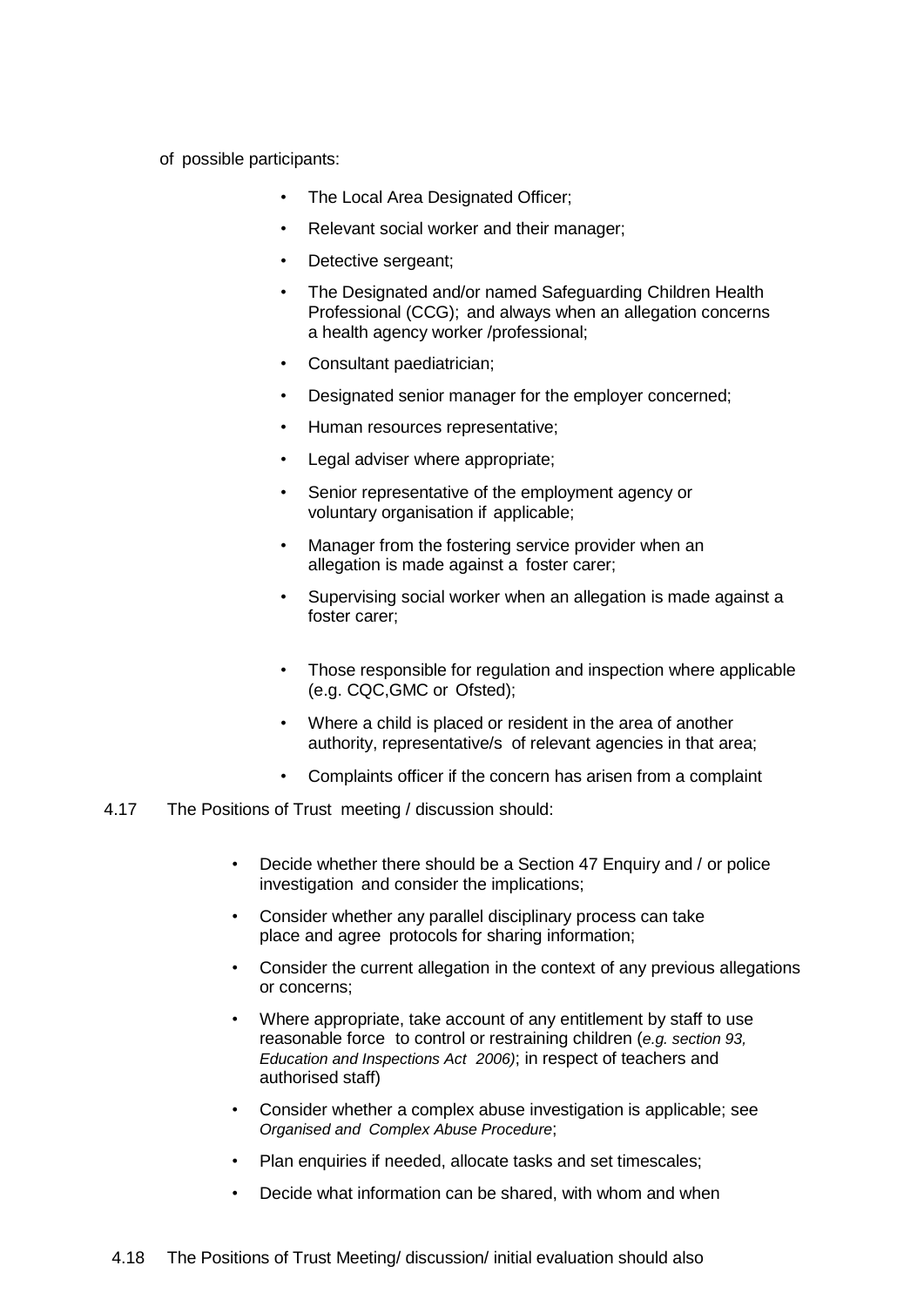of possible participants:

- The Local Area Designated Officer;
- Relevant social worker and their manager;
- Detective sergeant;
- The Designated and/or named Safeguarding Children Health Professional (CCG); and always when an allegation concerns a health agency worker /professional;
- Consultant paediatrician;
- Designated senior manager for the employer concerned;
- Human resources representative;
- Legal adviser where appropriate;
- Senior representative of the employment agency or voluntary organisation if applicable;
- Manager from the fostering service provider when an allegation is made against a foster carer;
- Supervising social worker when an allegation is made against a foster carer;
- Those responsible for regulation and inspection where applicable (e.g. CQC,GMC or Ofsted);
- Where a child is placed or resident in the area of another authority, representative/s of relevant agencies in that area;
- Complaints officer if the concern has arisen from a complaint

4.17 The Positions of Trust meeting / discussion should:

- Decide whether there should be a Section 47 Enquiry and / or police investigation and consider the implications;
- Consider whether any parallel disciplinary process can take place and agree protocols for sharing information;
- Consider the current allegation in the context of any previous allegations or concerns;
- Where appropriate, take account of any entitlement by staff to use reasonable force to control or restraining children (*e.g. section 93, Education and Inspections Act 2006)*; in respect of teachers and authorised staff)
- Consider whether a complex abuse investigation is applicable; see *Organised and Complex Abuse Procedure*;
- Plan enquiries if needed, allocate tasks and set timescales;
- Decide what information can be shared, with whom and when

4.18 The Positions of Trust Meeting/ discussion/ initial evaluation should also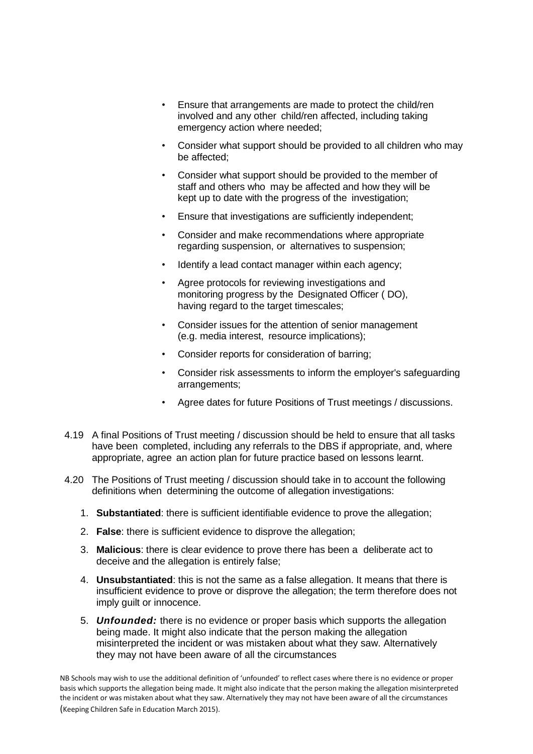- Ensure that arrangements are made to protect the child/ren involved and any other child/ren affected, including taking emergency action where needed;
- Consider what support should be provided to all children who may be affected;
- Consider what support should be provided to the member of staff and others who may be affected and how they will be kept up to date with the progress of the investigation;
- Ensure that investigations are sufficiently independent;
- Consider and make recommendations where appropriate regarding suspension, or alternatives to suspension;
- Identify a lead contact manager within each agency;
- Agree protocols for reviewing investigations and monitoring progress by the Designated Officer ( DO), having regard to the target timescales;
- Consider issues for the attention of senior management (e.g. media interest, resource implications);
- Consider reports for consideration of barring;
- Consider risk assessments to inform the employer's safeguarding arrangements;
- Agree dates for future Positions of Trust meetings / discussions.

4.19 A final Positions of Trust meeting / discussion should be held to ensure that all tasks have been completed, including any referrals to the DBS if appropriate, and, where appropriate, agree an action plan for future practice based on lessons learnt.

4.20 The Positions of Trust meeting / discussion should take in to account the following definitions when determining the outcome of allegation investigations:

1. **Substantiated**: there is sufficient identifiable evidence to prove the allegation;
2. **False**: there is sufficient evidence to disprove the allegation;
3. **Malicious**: there is clear evidence to prove there has been a deliberate act to deceive and the allegation is entirely false;
4. **Unsubstantiated**: this is not the same as a false allegation. It means that there is insufficient evidence to prove or disprove the allegation; the term therefore does not imply guilt or innocence.
5. ***Unfounded:*** there is no evidence or proper basis which supports the allegation being made. It might also indicate that the person making the allegation misinterpreted the incident or was mistaken about what they saw. Alternatively they may not have been aware of all the circumstances

NB Schools may wish to use the additional definition of 'unfounded' to reflect cases where there is no evidence or proper basis which supports the allegation being made. It might also indicate that the person making the allegation misinterpreted the incident or was mistaken about what they saw. Alternatively they may not have been aware of all the circumstances (Keeping Children Safe in Education March 2015).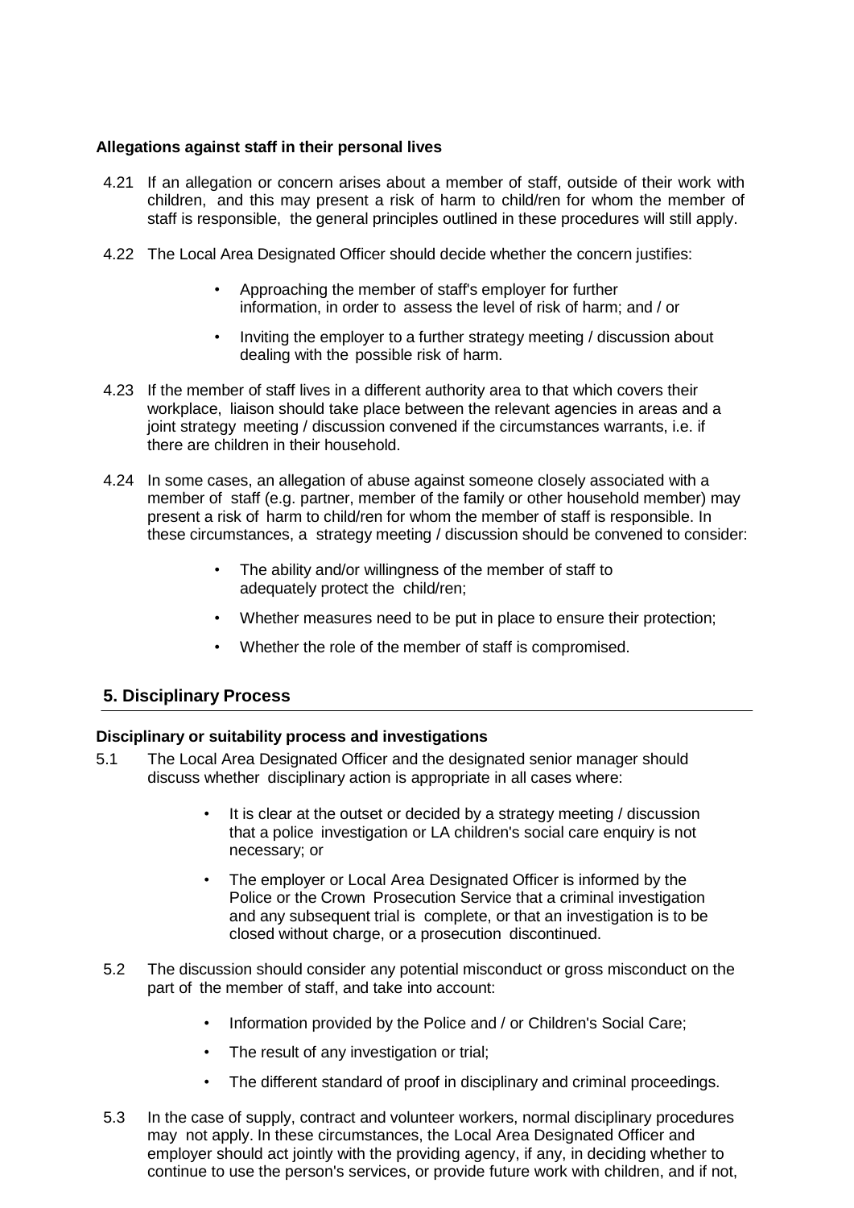**Allegations against staff in their personal lives**

4.21 If an allegation or concern arises about a member of staff, outside of their work with children, and this may present a risk of harm to child/ren for whom the member of staff is responsible, the general principles outlined in these procedures will still apply.

4.22 The Local Area Designated Officer should decide whether the concern justifies:

- Approaching the member of staff's employer for further information, in order to assess the level of risk of harm; and / or
- Inviting the employer to a further strategy meeting / discussion about dealing with the possible risk of harm.

4.23 If the member of staff lives in a different authority area to that which covers their workplace, liaison should take place between the relevant agencies in areas and a joint strategy meeting / discussion convened if the circumstances warrants, i.e. if there are children in their household.

4.24 In some cases, an allegation of abuse against someone closely associated with a member of staff (e.g. partner, member of the family or other household member) may present a risk of harm to child/ren for whom the member of staff is responsible. In these circumstances, a strategy meeting / discussion should be convened to consider:

- The ability and/or willingness of the member of staff to adequately protect the child/ren;
- Whether measures need to be put in place to ensure their protection;
- Whether the role of the member of staff is compromised.

## 5. Disciplinary Process

**Disciplinary or suitability process and investigations**

5.1 The Local Area Designated Officer and the designated senior manager should discuss whether disciplinary action is appropriate in all cases where:

- It is clear at the outset or decided by a strategy meeting / discussion that a police investigation or LA children's social care enquiry is not necessary; or
- The employer or Local Area Designated Officer is informed by the Police or the Crown Prosecution Service that a criminal investigation and any subsequent trial is complete, or that an investigation is to be closed without charge, or a prosecution discontinued.

5.2 The discussion should consider any potential misconduct or gross misconduct on the part of the member of staff, and take into account:

- Information provided by the Police and / or Children's Social Care;
- The result of any investigation or trial;
- The different standard of proof in disciplinary and criminal proceedings.

5.3 In the case of supply, contract and volunteer workers, normal disciplinary procedures may not apply. In these circumstances, the Local Area Designated Officer and employer should act jointly with the providing agency, if any, in deciding whether to continue to use the person's services, or provide future work with children, and if not,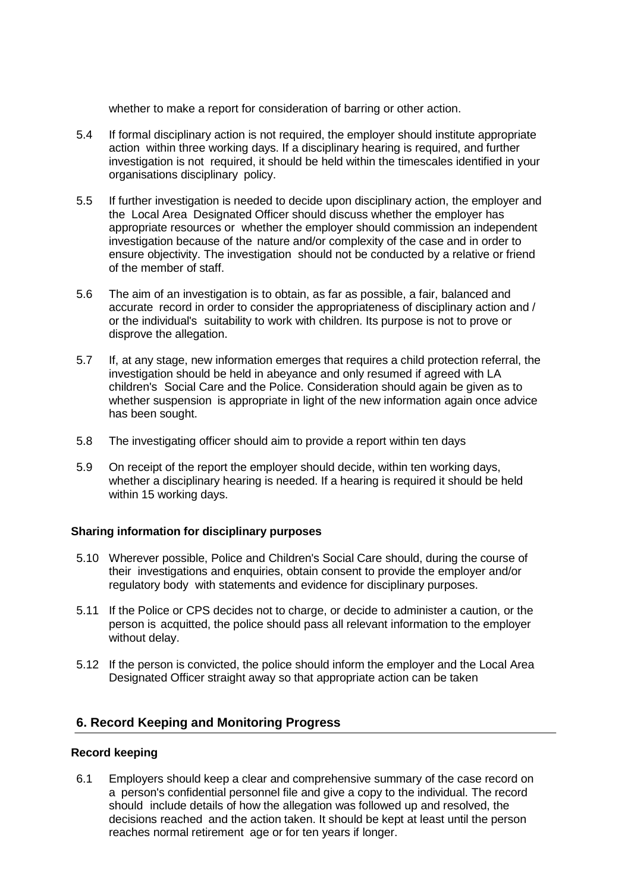whether to make a report for consideration of barring or other action.

5.4 If formal disciplinary action is not required, the employer should institute appropriate action within three working days. If a disciplinary hearing is required, and further investigation is not required, it should be held within the timescales identified in your organisations disciplinary policy.

5.5 If further investigation is needed to decide upon disciplinary action, the employer and the Local Area Designated Officer should discuss whether the employer has appropriate resources or whether the employer should commission an independent investigation because of the nature and/or complexity of the case and in order to ensure objectivity. The investigation should not be conducted by a relative or friend of the member of staff.

5.6 The aim of an investigation is to obtain, as far as possible, a fair, balanced and accurate record in order to consider the appropriateness of disciplinary action and / or the individual's suitability to work with children. Its purpose is not to prove or disprove the allegation.

5.7 If, at any stage, new information emerges that requires a child protection referral, the investigation should be held in abeyance and only resumed if agreed with LA children's Social Care and the Police. Consideration should again be given as to whether suspension is appropriate in light of the new information again once advice has been sought.

5.8 The investigating officer should aim to provide a report within ten days

5.9 On receipt of the report the employer should decide, within ten working days, whether a disciplinary hearing is needed. If a hearing is required it should be held within 15 working days.

**Sharing information for disciplinary purposes**

5.10 Wherever possible, Police and Children's Social Care should, during the course of their investigations and enquiries, obtain consent to provide the employer and/or regulatory body with statements and evidence for disciplinary purposes.

5.11 If the Police or CPS decides not to charge, or decide to administer a caution, or the person is acquitted, the police should pass all relevant information to the employer without delay.

5.12 If the person is convicted, the police should inform the employer and the Local Area Designated Officer straight away so that appropriate action can be taken

## 6. Record Keeping and Monitoring Progress

**Record keeping**

6.1 Employers should keep a clear and comprehensive summary of the case record on a person's confidential personnel file and give a copy to the individual. The record should include details of how the allegation was followed up and resolved, the decisions reached and the action taken. It should be kept at least until the person reaches normal retirement age or for ten years if longer.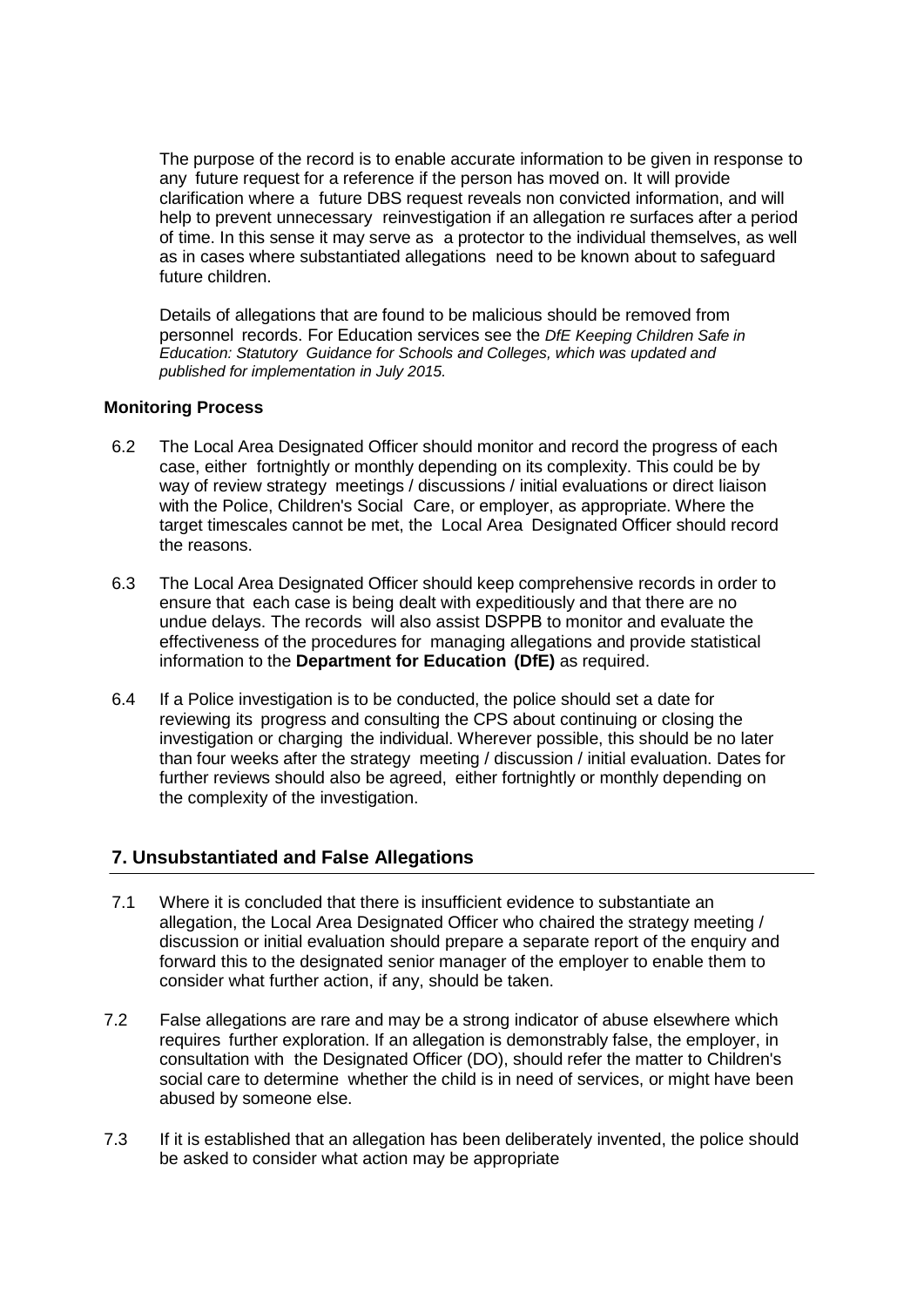The purpose of the record is to enable accurate information to be given in response to any future request for a reference if the person has moved on. It will provide clarification where a future DBS request reveals non convicted information, and will help to prevent unnecessary reinvestigation if an allegation re surfaces after a period of time. In this sense it may serve as a protector to the individual themselves, as well as in cases where substantiated allegations need to be known about to safeguard future children.

Details of allegations that are found to be malicious should be removed from personnel records. For Education services see the *DfE Keeping Children Safe in Education: Statutory Guidance for Schools and Colleges, which was updated and published for implementation in July 2015.*

**Monitoring Process**

6.2 The Local Area Designated Officer should monitor and record the progress of each case, either fortnightly or monthly depending on its complexity. This could be by way of review strategy meetings / discussions / initial evaluations or direct liaison with the Police, Children's Social Care, or employer, as appropriate. Where the target timescales cannot be met, the Local Area Designated Officer should record the reasons.

6.3 The Local Area Designated Officer should keep comprehensive records in order to ensure that each case is being dealt with expeditiously and that there are no undue delays. The records will also assist DSPPB to monitor and evaluate the effectiveness of the procedures for managing allegations and provide statistical information to the **Department for Education (DfE)** as required.

6.4 If a Police investigation is to be conducted, the police should set a date for reviewing its progress and consulting the CPS about continuing or closing the investigation or charging the individual. Wherever possible, this should be no later than four weeks after the strategy meeting / discussion / initial evaluation. Dates for further reviews should also be agreed, either fortnightly or monthly depending on the complexity of the investigation.

## 7. Unsubstantiated and False Allegations

7.1 Where it is concluded that there is insufficient evidence to substantiate an allegation, the Local Area Designated Officer who chaired the strategy meeting / discussion or initial evaluation should prepare a separate report of the enquiry and forward this to the designated senior manager of the employer to enable them to consider what further action, if any, should be taken.

7.2 False allegations are rare and may be a strong indicator of abuse elsewhere which requires further exploration. If an allegation is demonstrably false, the employer, in consultation with the Designated Officer (DO), should refer the matter to Children's social care to determine whether the child is in need of services, or might have been abused by someone else.

7.3 If it is established that an allegation has been deliberately invented, the police should be asked to consider what action may be appropriate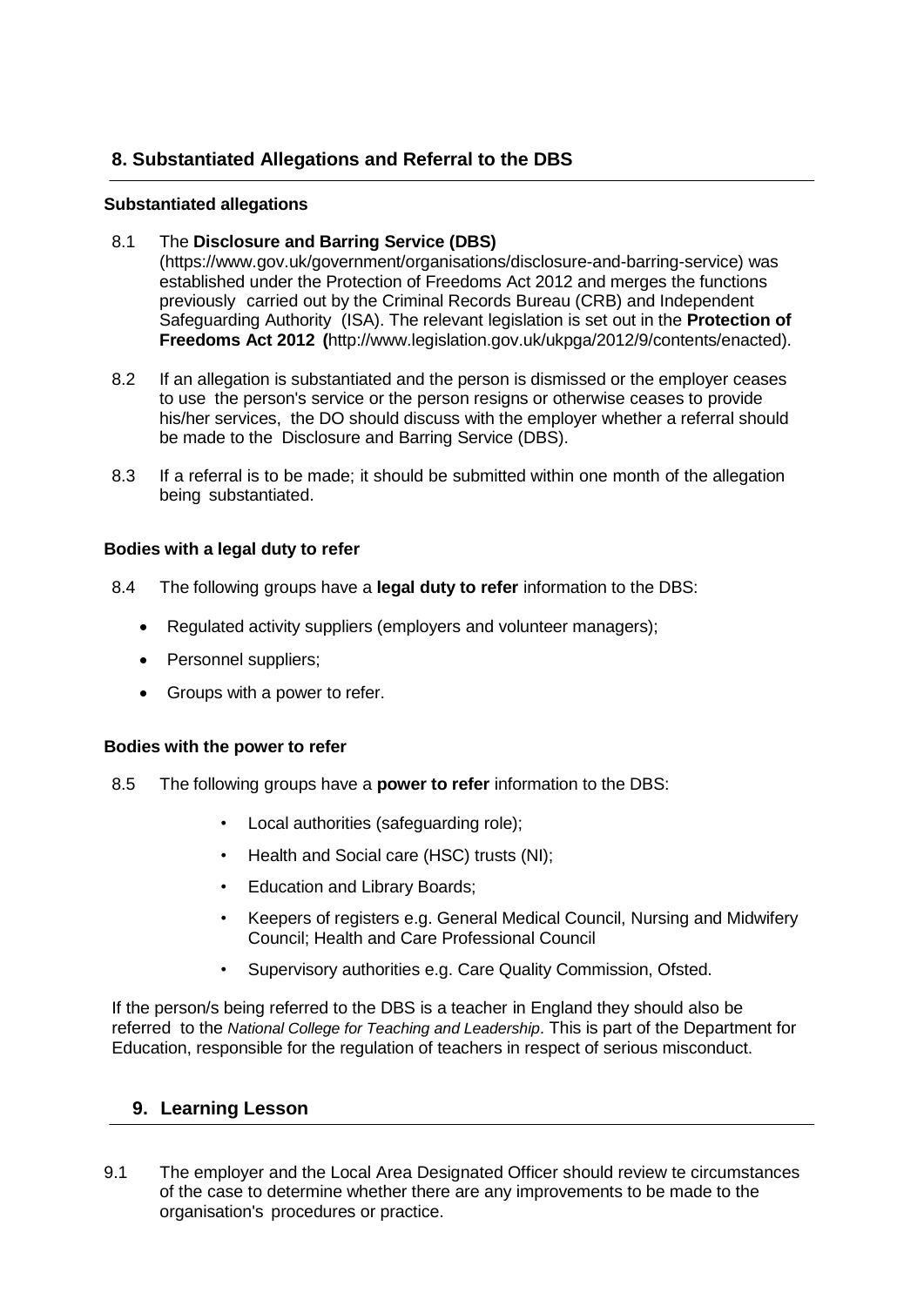## 8. Substantiated Allegations and Referral to the DBS

### Substantiated allegations

8.1 The **Disclosure and Barring Service (DBS)** (https://www.gov.uk/government/organisations/disclosure-and-barring-service) was established under the Protection of Freedoms Act 2012 and merges the functions previously carried out by the Criminal Records Bureau (CRB) and Independent Safeguarding Authority (ISA). The relevant legislation is set out in the **Protection of Freedoms Act 2012 (**http://www.legislation.gov.uk/ukpga/2012/9/contents/enacted).

8.2 If an allegation is substantiated and the person is dismissed or the employer ceases to use the person's service or the person resigns or otherwise ceases to provide his/her services, the DO should discuss with the employer whether a referral should be made to the Disclosure and Barring Service (DBS).

8.3 If a referral is to be made; it should be submitted within one month of the allegation being substantiated.

### Bodies with a legal duty to refer

8.4 The following groups have a **legal duty to refer** information to the DBS:

- Regulated activity suppliers (employers and volunteer managers);
- Personnel suppliers;
- Groups with a power to refer.

### Bodies with the power to refer

8.5 The following groups have a **power to refer** information to the DBS:

- Local authorities (safeguarding role);
- Health and Social care (HSC) trusts (NI);
- Education and Library Boards;
- Keepers of registers e.g. General Medical Council, Nursing and Midwifery Council; Health and Care Professional Council
- Supervisory authorities e.g. Care Quality Commission, Ofsted.

If the person/s being referred to the DBS is a teacher in England they should also be referred to the *National College for Teaching and Leadership*. This is part of the Department for Education, responsible for the regulation of teachers in respect of serious misconduct.

## 9. Learning Lesson

9.1 The employer and the Local Area Designated Officer should review te circumstances of the case to determine whether there are any improvements to be made to the organisation's procedures or practice.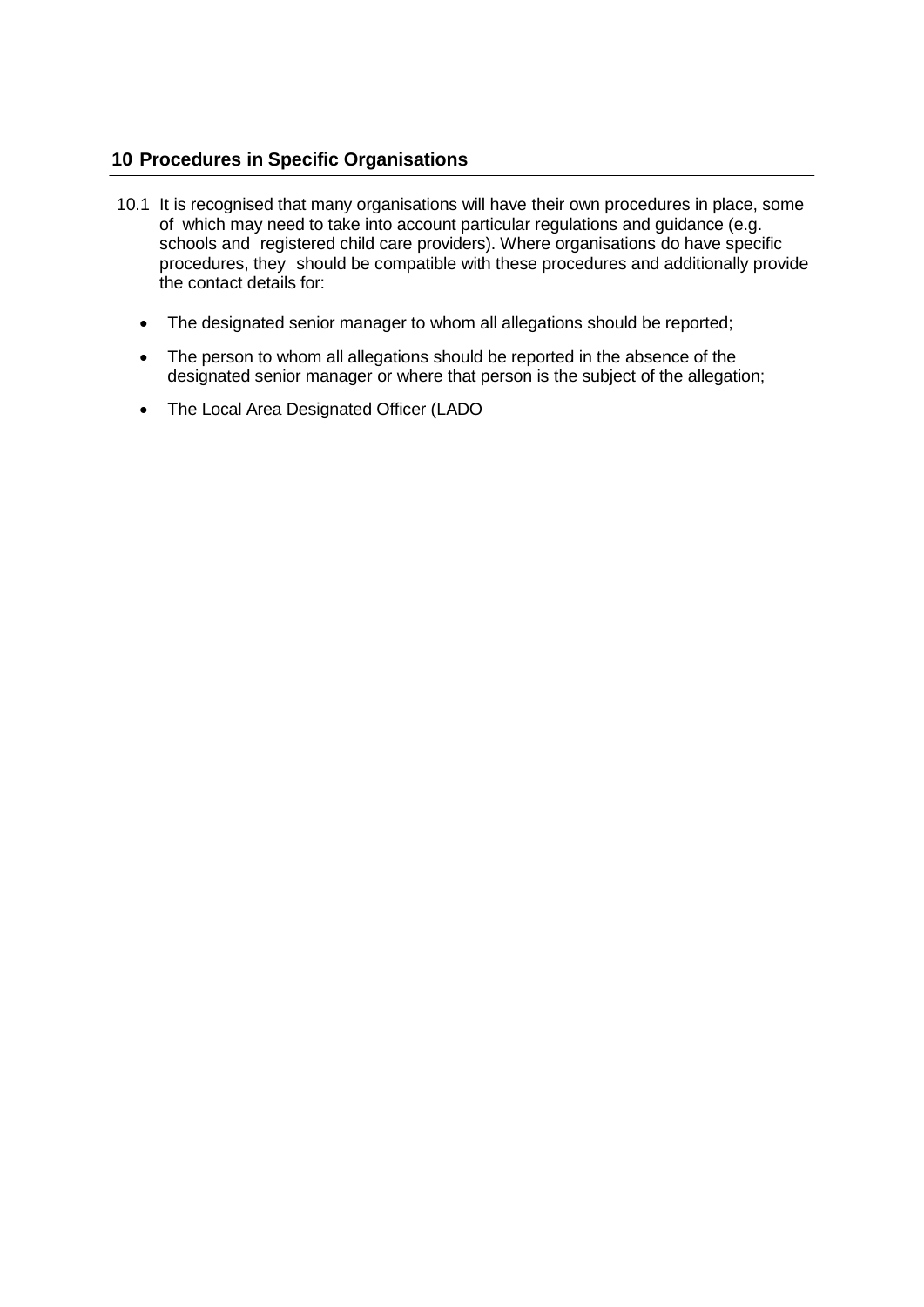## 10 Procedures in Specific Organisations

10.1 It is recognised that many organisations will have their own procedures in place, some of which may need to take into account particular regulations and guidance (e.g. schools and registered child care providers). Where organisations do have specific procedures, they should be compatible with these procedures and additionally provide the contact details for:

- The designated senior manager to whom all allegations should be reported;
- The person to whom all allegations should be reported in the absence of the designated senior manager or where that person is the subject of the allegation;
- The Local Area Designated Officer (LADO